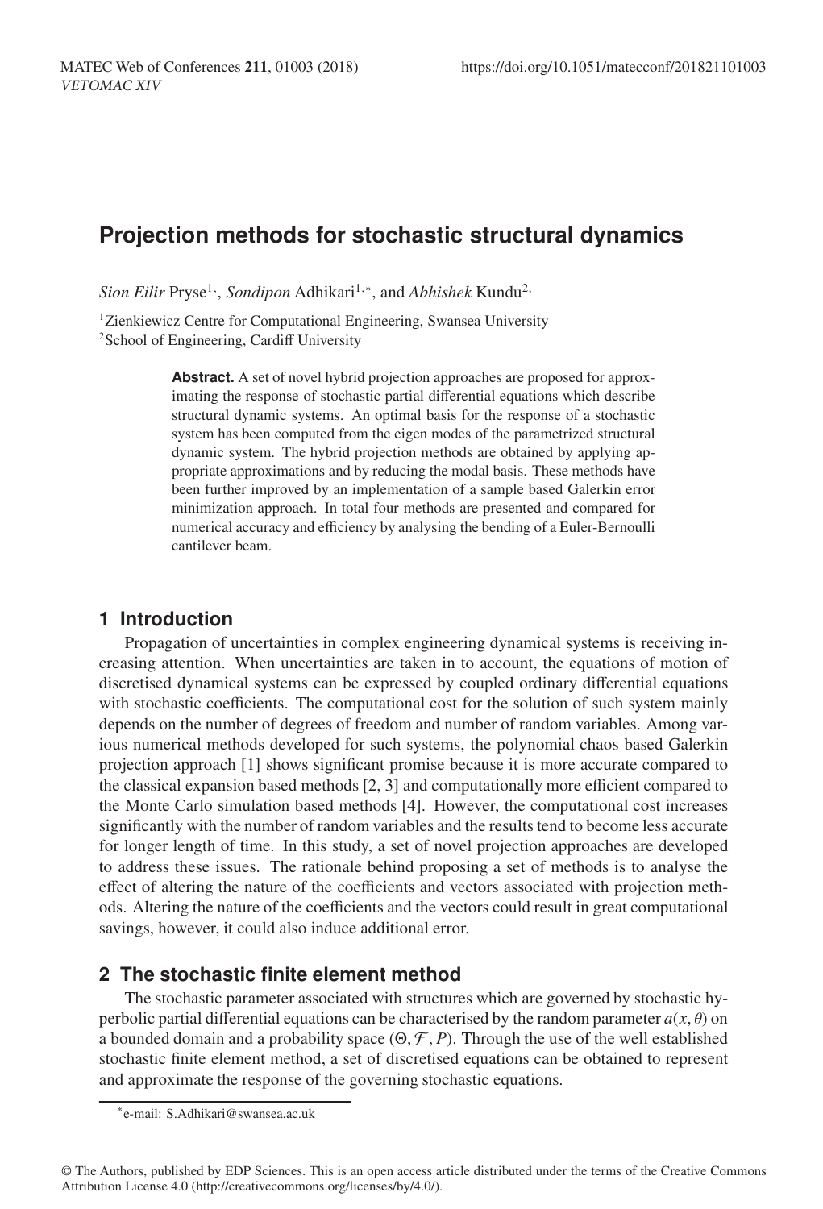# Projection methods for stochastic structural dynamics

*Sion Eilir* Pryse[1], *Sondipon* Adhikari[1,*], and *Abhishek* Kundu[2]

[1]Zienkiewicz Centre for Computational Engineering, Swansea University
[2]School of Engineering, Cardiff University

**Abstract.** A set of novel hybrid projection approaches are proposed for approximating the response of stochastic partial differential equations which describe structural dynamic systems. An optimal basis for the response of a stochastic system has been computed from the eigen modes of the parametrized structural dynamic system. The hybrid projection methods are obtained by applying appropriate approximations and by reducing the modal basis. These methods have been further improved by an implementation of a sample based Galerkin error minimization approach. In total four methods are presented and compared for numerical accuracy and efficiency by analysing the bending of a Euler-Bernoulli cantilever beam.

## 1 Introduction

Propagation of uncertainties in complex engineering dynamical systems is receiving increasing attention. When uncertainties are taken in to account, the equations of motion of discretised dynamical systems can be expressed by coupled ordinary differential equations with stochastic coefficients. The computational cost for the solution of such system mainly depends on the number of degrees of freedom and number of random variables. Among various numerical methods developed for such systems, the polynomial chaos based Galerkin projection approach [1] shows significant promise because it is more accurate compared to the classical expansion based methods [2, 3] and computationally more efficient compared to the Monte Carlo simulation based methods [4]. However, the computational cost increases significantly with the number of random variables and the results tend to become less accurate for longer length of time. In this study, a set of novel projection approaches are developed to address these issues. The rationale behind proposing a set of methods is to analyse the effect of altering the nature of the coefficients and vectors associated with projection methods. Altering the nature of the coefficients and the vectors could result in great computational savings, however, it could also induce additional error.

## 2 The stochastic finite element method

The stochastic parameter associated with structures which are governed by stochastic hyperbolic partial differential equations can be characterised by the random parameter $a(x, \theta)$ on a bounded domain and a probability space $(\Theta, \mathcal{F}, P)$. Through the use of the well established stochastic finite element method, a set of discretised equations can be obtained to represent and approximate the response of the governing stochastic equations.

*e-mail: S.Adhikari@swansea.ac.uk

© The Authors, published by EDP Sciences. This is an open access article distributed under the terms of the Creative Commons Attribution License 4.0 (http://creativecommons.org/licenses/by/4.0/).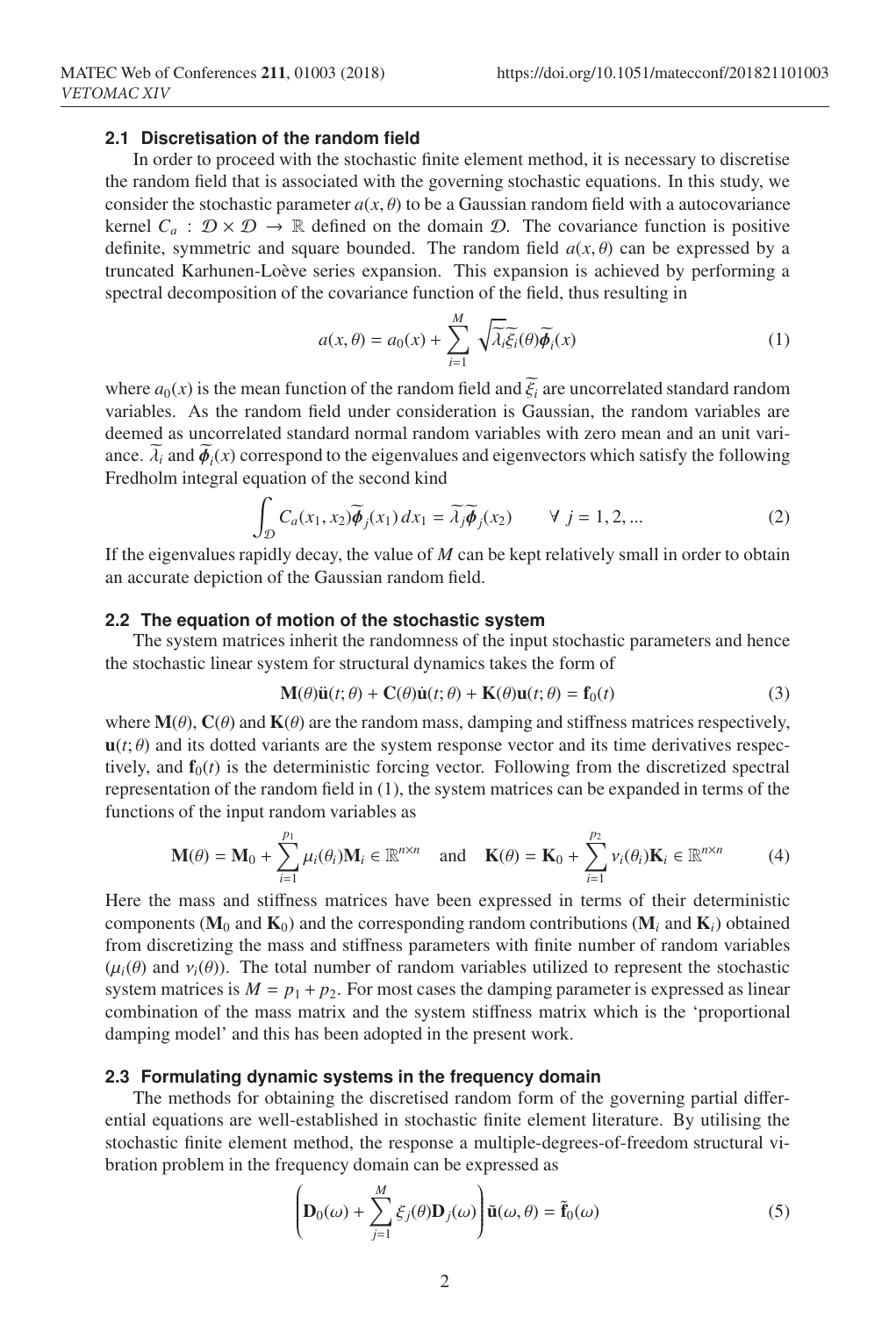### 2.1 Discretisation of the random field

In order to proceed with the stochastic finite element method, it is necessary to discretise the random field that is associated with the governing stochastic equations. In this study, we consider the stochastic parameter $a(x, \theta)$ to be a Gaussian random field with a autocovariance kernel $C_a : \mathcal{D} \times \mathcal{D} \to \mathbb{R}$ defined on the domain $\mathcal{D}$. The covariance function is positive definite, symmetric and square bounded. The random field $a(x, \theta)$ can be expressed by a truncated Karhunen-Loève series expansion. This expansion is achieved by performing a spectral decomposition of the covariance function of the field, thus resulting in

$$a(x, \theta) = a_0(x) + \sum_{i=1}^{M} \sqrt{\widetilde{\lambda}_i}\widetilde{\xi}_i(\theta)\widetilde{\boldsymbol{\phi}}_i(x) \tag{1}$$

where $a_0(x)$ is the mean function of the random field and $\widetilde{\xi}_i$ are uncorrelated standard random variables. As the random field under consideration is Gaussian, the random variables are deemed as uncorrelated standard normal random variables with zero mean and an unit variance. $\widetilde{\lambda}_i$ and $\widetilde{\boldsymbol{\phi}}_i(x)$ correspond to the eigenvalues and eigenvectors which satisfy the following Fredholm integral equation of the second kind

$$\int_{\mathcal{D}} C_a(x_1, x_2)\widetilde{\boldsymbol{\phi}}_j(x_1)\, dx_1 = \widetilde{\lambda}_j\widetilde{\boldsymbol{\phi}}_j(x_2) \qquad \forall\ j = 1, 2, ... \tag{2}$$

If the eigenvalues rapidly decay, the value of $M$ can be kept relatively small in order to obtain an accurate depiction of the Gaussian random field.

### 2.2 The equation of motion of the stochastic system

The system matrices inherit the randomness of the input stochastic parameters and hence the stochastic linear system for structural dynamics takes the form of

$$\mathbf{M}(\theta)\ddot{\mathbf{u}}(t; \theta) + \mathbf{C}(\theta)\dot{\mathbf{u}}(t; \theta) + \mathbf{K}(\theta)\mathbf{u}(t; \theta) = \mathbf{f}_0(t) \tag{3}$$

where $\mathbf{M}(\theta)$, $\mathbf{C}(\theta)$ and $\mathbf{K}(\theta)$ are the random mass, damping and stiffness matrices respectively, $\mathbf{u}(t; \theta)$ and its dotted variants are the system response vector and its time derivatives respectively, and $\mathbf{f}_0(t)$ is the deterministic forcing vector. Following from the discretized spectral representation of the random field in (1), the system matrices can be expanded in terms of the functions of the input random variables as

$$\mathbf{M}(\theta) = \mathbf{M}_0 + \sum_{i=1}^{p_1} \mu_i(\theta_i)\mathbf{M}_i \in \mathbb{R}^{n\times n} \quad \text{and} \quad \mathbf{K}(\theta) = \mathbf{K}_0 + \sum_{i=1}^{p_2} \nu_i(\theta_i)\mathbf{K}_i \in \mathbb{R}^{n\times n} \tag{4}$$

Here the mass and stiffness matrices have been expressed in terms of their deterministic components ($\mathbf{M}_0$ and $\mathbf{K}_0$) and the corresponding random contributions ($\mathbf{M}_i$ and $\mathbf{K}_i$) obtained from discretizing the mass and stiffness parameters with finite number of random variables ($\mu_i(\theta)$ and $\nu_i(\theta)$). The total number of random variables utilized to represent the stochastic system matrices is $M = p_1 + p_2$. For most cases the damping parameter is expressed as linear combination of the mass matrix and the system stiffness matrix which is the 'proportional damping model' and this has been adopted in the present work.

### 2.3 Formulating dynamic systems in the frequency domain

The methods for obtaining the discretised random form of the governing partial differential equations are well-established in stochastic finite element literature. By utilising the stochastic finite element method, the response a multiple-degrees-of-freedom structural vibration problem in the frequency domain can be expressed as

$$\left(\mathbf{D}_0(\omega) + \sum_{j=1}^{M} \xi_j(\theta)\mathbf{D}_j(\omega)\right)\tilde{\mathbf{u}}(\omega, \theta) = \tilde{\mathbf{f}}_0(\omega) \tag{5}$$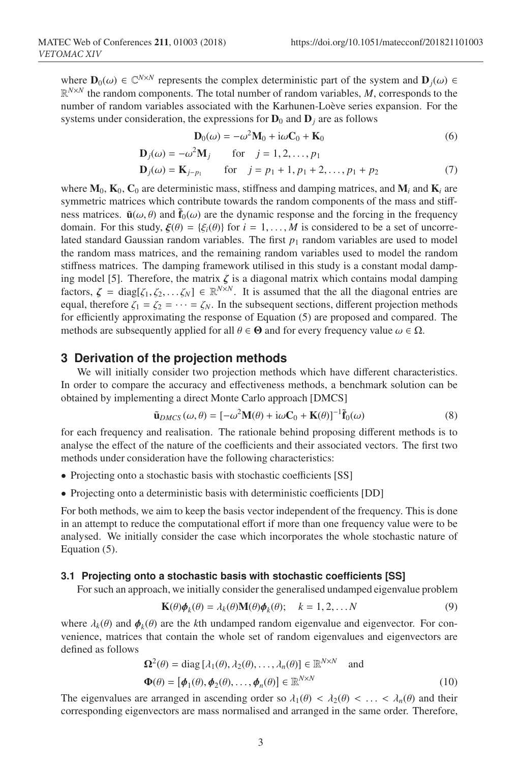where $\mathbf{D}_0(\omega) \in \mathbb{C}^{N\times N}$ represents the complex deterministic part of the system and $\mathbf{D}_j(\omega) \in \mathbb{R}^{N\times N}$ the random components. The total number of random variables, $M$, corresponds to the number of random variables associated with the Karhunen-Loève series expansion. For the systems under consideration, the expressions for $\mathbf{D}_0$ and $\mathbf{D}_j$ are as follows

$$\mathbf{D}_0(\omega) = -\omega^2\mathbf{M}_0 + \mathrm{i}\omega\mathbf{C}_0 + \mathbf{K}_0 \tag{6}$$

$$\begin{aligned} \mathbf{D}_j(\omega) &= -\omega^2\mathbf{M}_j \qquad \text{for} \quad j = 1, 2, \ldots, p_1 \\ \mathbf{D}_j(\omega) &= \mathbf{K}_{j-p_1} \qquad \text{for} \quad j = p_1 + 1, p_1 + 2, \ldots, p_1 + p_2 \end{aligned} \tag{7}$$

where $\mathbf{M}_0$, $\mathbf{K}_0$, $\mathbf{C}_0$ are deterministic mass, stiffness and damping matrices, and $\mathbf{M}_i$ and $\mathbf{K}_i$ are symmetric matrices which contribute towards the random components of the mass and stiffness matrices. $\tilde{\mathbf{u}}(\omega, \theta)$ and $\tilde{\mathbf{f}}_0(\omega)$ are the dynamic response and the forcing in the frequency domain. For this study, $\boldsymbol{\xi}(\theta) = \{\xi_i(\theta)\}$ for $i = 1, \ldots, M$ is considered to be a set of uncorrelated standard Gaussian random variables. The first $p_1$ random variables are used to model the random mass matrices, and the remaining random variables used to model the random stiffness matrices. The damping framework utilised in this study is a constant modal damping model [5]. Therefore, the matrix $\boldsymbol{\zeta}$ is a diagonal matrix which contains modal damping factors, $\boldsymbol{\zeta} = \mathrm{diag}[\zeta_1, \zeta_2, \ldots \zeta_N] \in \mathbb{R}^{N\times N}$. It is assumed that the all the diagonal entries are equal, therefore $\zeta_1 = \zeta_2 = \cdots = \zeta_N$. In the subsequent sections, different projection methods for efficiently approximating the response of Equation (5) are proposed and compared. The methods are subsequently applied for all $\theta \in \boldsymbol{\Theta}$ and for every frequency value $\omega \in \Omega$.

## 3 Derivation of the projection methods

We will initially consider two projection methods which have different characteristics. In order to compare the accuracy and effectiveness methods, a benchmark solution can be obtained by implementing a direct Monte Carlo approach [DMCS]

$$\tilde{\mathbf{u}}_{DMCS}(\omega, \theta) = [-\omega^2\mathbf{M}(\theta) + \mathrm{i}\omega\mathbf{C}_0 + \mathbf{K}(\theta)]^{-1}\tilde{\mathbf{f}}_0(\omega) \tag{8}$$

for each frequency and realisation. The rationale behind proposing different methods is to analyse the effect of the nature of the coefficients and their associated vectors. The first two methods under consideration have the following characteristics:

- Projecting onto a stochastic basis with stochastic coefficients [SS]
- Projecting onto a deterministic basis with deterministic coefficients [DD]

For both methods, we aim to keep the basis vector independent of the frequency. This is done in an attempt to reduce the computational effort if more than one frequency value were to be analysed. We initially consider the case which incorporates the whole stochastic nature of Equation (5).

### 3.1 Projecting onto a stochastic basis with stochastic coefficients [SS]

For such an approach, we initially consider the generalised undamped eigenvalue problem

$$\mathbf{K}(\theta)\boldsymbol{\phi}_k(\theta) = \lambda_k(\theta)\mathbf{M}(\theta)\boldsymbol{\phi}_k(\theta); \quad k = 1, 2, \ldots N \tag{9}$$

where $\lambda_k(\theta)$ and $\boldsymbol{\phi}_k(\theta)$ are the $k$th undamped random eigenvalue and eigenvector. For convenience, matrices that contain the whole set of random eigenvalues and eigenvectors are defined as follows

$$\begin{aligned} &\boldsymbol{\Omega}^2(\theta) = \mathrm{diag}\,[\lambda_1(\theta), \lambda_2(\theta), \ldots, \lambda_n(\theta)] \in \mathbb{R}^{N\times N} \quad \text{and} \\ &\boldsymbol{\Phi}(\theta) = [\boldsymbol{\phi}_1(\theta), \boldsymbol{\phi}_2(\theta), \ldots, \boldsymbol{\phi}_n(\theta)] \in \mathbb{R}^{N\times N} \end{aligned} \tag{10}$$

The eigenvalues are arranged in ascending order so $\lambda_1(\theta) < \lambda_2(\theta) < \ldots < \lambda_n(\theta)$ and their corresponding eigenvectors are mass normalised and arranged in the same order. Therefore,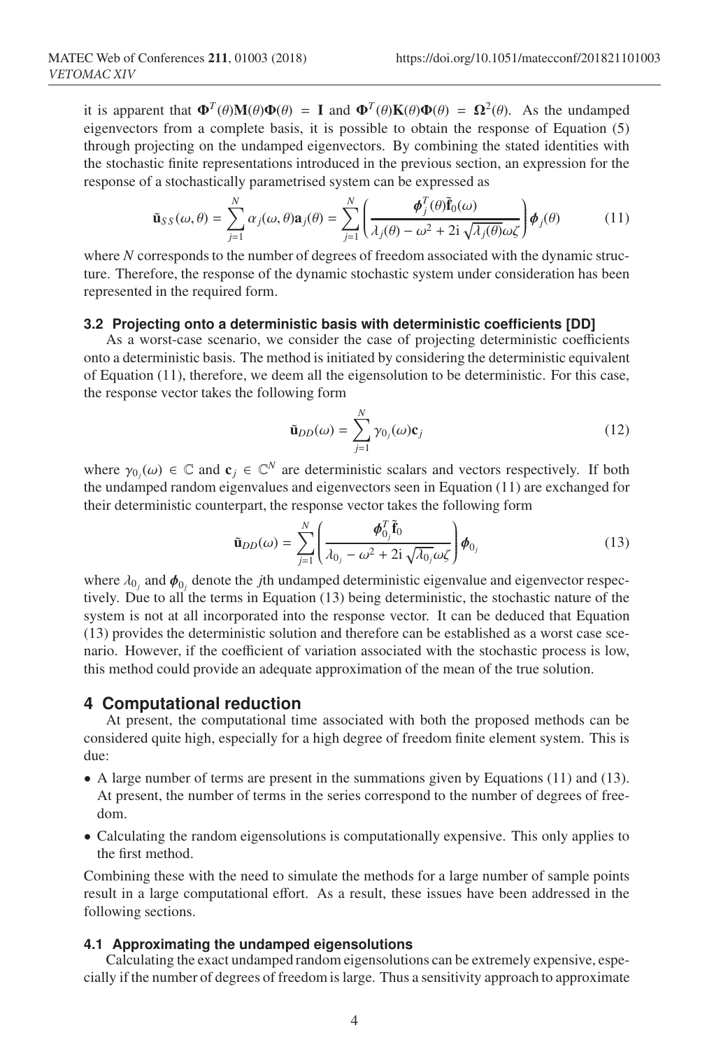it is apparent that $\mathbf{\Phi}^T(\theta)\mathbf{M}(\theta)\mathbf{\Phi}(\theta) = \mathbf{I}$ and $\mathbf{\Phi}^T(\theta)\mathbf{K}(\theta)\mathbf{\Phi}(\theta) = \mathbf{\Omega}^2(\theta)$. As the undamped eigenvectors from a complete basis, it is possible to obtain the response of Equation (5) through projecting on the undamped eigenvectors. By combining the stated identities with the stochastic finite representations introduced in the previous section, an expression for the response of a stochastically parametrised system can be expressed as

$$\tilde{\mathbf{u}}_{SS}(\omega,\theta) = \sum_{j=1}^{N} \alpha_j(\omega,\theta)\mathbf{a}_j(\theta) = \sum_{j=1}^{N} \left( \frac{\boldsymbol{\phi}_j^T(\theta)\tilde{\mathbf{f}}_0(\omega)}{\lambda_j(\theta) - \omega^2 + 2\mathrm{i}\sqrt{\lambda_j(\theta)}\omega\zeta} \right) \boldsymbol{\phi}_j(\theta) \tag{11}$$

where $N$ corresponds to the number of degrees of freedom associated with the dynamic structure. Therefore, the response of the dynamic stochastic system under consideration has been represented in the required form.

### 3.2 Projecting onto a deterministic basis with deterministic coefficients [DD]

As a worst-case scenario, we consider the case of projecting deterministic coefficients onto a deterministic basis. The method is initiated by considering the deterministic equivalent of Equation (11), therefore, we deem all the eigensolution to be deterministic. For this case, the response vector takes the following form

$$\tilde{\mathbf{u}}_{DD}(\omega) = \sum_{j=1}^{N} \gamma_{0_j}(\omega)\mathbf{c}_j \tag{12}$$

where $\gamma_{0_j}(\omega) \in \mathbb{C}$ and $\mathbf{c}_j \in \mathbb{C}^N$ are deterministic scalars and vectors respectively. If both the undamped random eigenvalues and eigenvectors seen in Equation (11) are exchanged for their deterministic counterpart, the response vector takes the following form

$$\tilde{\mathbf{u}}_{DD}(\omega) = \sum_{j=1}^{N} \left( \frac{\boldsymbol{\phi}_{0_j}^T\tilde{\mathbf{f}}_0}{\lambda_{0_j} - \omega^2 + 2\mathrm{i}\sqrt{\lambda_{0_j}}\omega\zeta} \right) \boldsymbol{\phi}_{0_j} \tag{13}$$

where $\lambda_{0_j}$ and $\boldsymbol{\phi}_{0_j}$ denote the $j$th undamped deterministic eigenvalue and eigenvector respectively. Due to all the terms in Equation (13) being deterministic, the stochastic nature of the system is not at all incorporated into the response vector. It can be deduced that Equation (13) provides the deterministic solution and therefore can be established as a worst case scenario. However, if the coefficient of variation associated with the stochastic process is low, this method could provide an adequate approximation of the mean of the true solution.

## 4 Computational reduction

At present, the computational time associated with both the proposed methods can be considered quite high, especially for a high degree of freedom finite element system. This is due:

- A large number of terms are present in the summations given by Equations (11) and (13). At present, the number of terms in the series correspond to the number of degrees of freedom.
- Calculating the random eigensolutions is computationally expensive. This only applies to the first method.

Combining these with the need to simulate the methods for a large number of sample points result in a large computational effort. As a result, these issues have been addressed in the following sections.

### 4.1 Approximating the undamped eigensolutions

Calculating the exact undamped random eigensolutions can be extremely expensive, especially if the number of degrees of freedom is large. Thus a sensitivity approach to approximate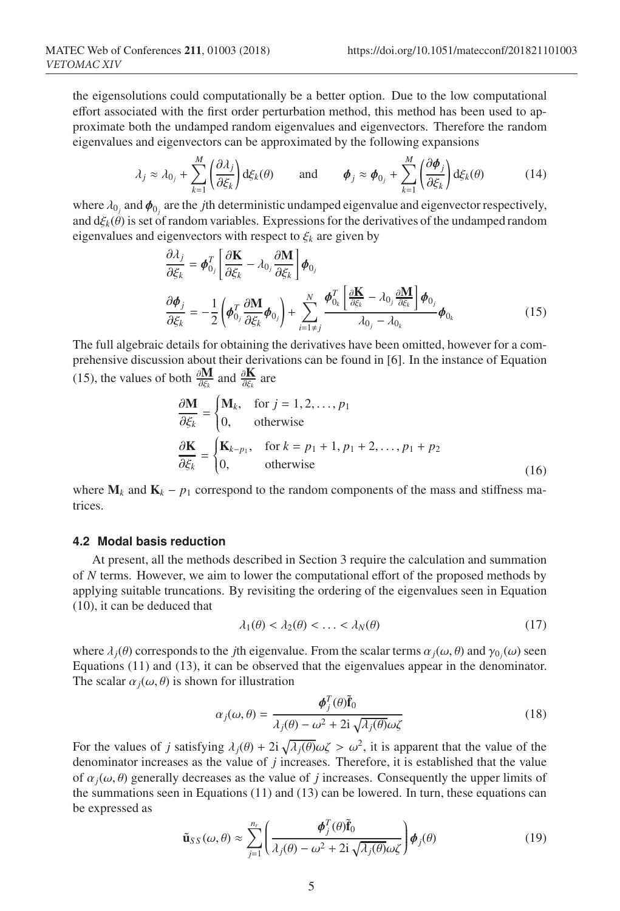the eigensolutions could computationally be a better option. Due to the low computational effort associated with the first order perturbation method, this method has been used to approximate both the undamped random eigenvalues and eigenvectors. Therefore the random eigenvalues and eigenvectors can be approximated by the following expansions

$$\lambda_j \approx \lambda_{0_j} + \sum_{k=1}^{M} \left( \frac{\partial \lambda_j}{\partial \xi_k} \right) \mathrm{d}\xi_k(\theta) \qquad \text{and} \qquad \boldsymbol{\phi}_j \approx \boldsymbol{\phi}_{0_j} + \sum_{k=1}^{M} \left( \frac{\partial \boldsymbol{\phi}_j}{\partial \xi_k} \right) \mathrm{d}\xi_k(\theta) \tag{14}$$

where $\lambda_{0_j}$ and $\boldsymbol{\phi}_{0_j}$ are the $j$th deterministic undamped eigenvalue and eigenvector respectively, and $\mathrm{d}\xi_k(\theta)$ is set of random variables. Expressions for the derivatives of the undamped random eigenvalues and eigenvectors with respect to $\xi_k$ are given by

$$\begin{aligned} \frac{\partial \lambda_j}{\partial \xi_k} &= \boldsymbol{\phi}_{0_j}^T \left[ \frac{\partial \mathbf{K}}{\partial \xi_k} - \lambda_{0_j} \frac{\partial \mathbf{M}}{\partial \xi_k} \right] \boldsymbol{\phi}_{0_j} \\ \frac{\partial \boldsymbol{\phi}_j}{\partial \xi_k} &= -\frac{1}{2} \left( \boldsymbol{\phi}_{0_j}^T \frac{\partial \mathbf{M}}{\partial \xi_k} \boldsymbol{\phi}_{0_j} \right) + \sum_{i=1 \neq j}^{N} \frac{\boldsymbol{\phi}_{0_k}^T \left[ \frac{\partial \mathbf{K}}{\partial \xi_k} - \lambda_{0_j} \frac{\partial \mathbf{M}}{\partial \xi_k} \right] \boldsymbol{\phi}_{0_j}}{\lambda_{0_j} - \lambda_{0_k}} \boldsymbol{\phi}_{0_k} \end{aligned} \tag{15}$$

The full algebraic details for obtaining the derivatives have been omitted, however for a comprehensive discussion about their derivations can be found in [6]. In the instance of Equation (15), the values of both $\frac{\partial \mathbf{M}}{\partial \xi_k}$ and $\frac{\partial \mathbf{K}}{\partial \xi_k}$ are

$$\begin{aligned} \frac{\partial \mathbf{M}}{\partial \xi_k} &= \begin{cases} \mathbf{M}_k, & \text{for } j = 1, 2, \ldots, p_1 \\ 0, & \text{otherwise} \end{cases} \\ \frac{\partial \mathbf{K}}{\partial \xi_k} &= \begin{cases} \mathbf{K}_{k-p_1}, & \text{for } k = p_1+1, p_1+2, \ldots, p_1+p_2 \\ 0, & \text{otherwise} \end{cases} \end{aligned} \tag{16}$$

where $\mathbf{M}_k$ and $\mathbf{K}_k - p_1$ correspond to the random components of the mass and stiffness matrices.

### 4.2 Modal basis reduction

At present, all the methods described in Section 3 require the calculation and summation of $N$ terms. However, we aim to lower the computational effort of the proposed methods by applying suitable truncations. By revisiting the ordering of the eigenvalues seen in Equation (10), it can be deduced that

$$\lambda_1(\theta) < \lambda_2(\theta) < \ldots < \lambda_N(\theta) \tag{17}$$

where $\lambda_j(\theta)$ corresponds to the $j$th eigenvalue. From the scalar terms $\alpha_j(\omega, \theta)$ and $\gamma_{0_j}(\omega)$ seen Equations (11) and (13), it can be observed that the eigenvalues appear in the denominator. The scalar $\alpha_j(\omega, \theta)$ is shown for illustration

$$\alpha_j(\omega, \theta) = \frac{\boldsymbol{\phi}_j^T(\theta) \tilde{\mathbf{f}}_0}{\lambda_j(\theta) - \omega^2 + 2\mathrm{i}\sqrt{\lambda_j(\theta)}\omega\zeta} \tag{18}$$

For the values of $j$ satisfying $\lambda_j(\theta) + 2\mathrm{i}\sqrt{\lambda_j(\theta)}\omega\zeta > \omega^2$, it is apparent that the value of the denominator increases as the value of $j$ increases. Therefore, it is established that the value of $\alpha_j(\omega, \theta)$ generally decreases as the value of $j$ increases. Consequently the upper limits of the summations seen in Equations (11) and (13) can be lowered. In turn, these equations can be expressed as

$$\tilde{\mathbf{u}}_{SS}(\omega, \theta) \approx \sum_{j=1}^{n_r} \left( \frac{\boldsymbol{\phi}_j^T(\theta) \tilde{\mathbf{f}}_0}{\lambda_j(\theta) - \omega^2 + 2\mathrm{i}\sqrt{\lambda_j(\theta)}\omega\zeta} \right) \boldsymbol{\phi}_j(\theta) \tag{19}$$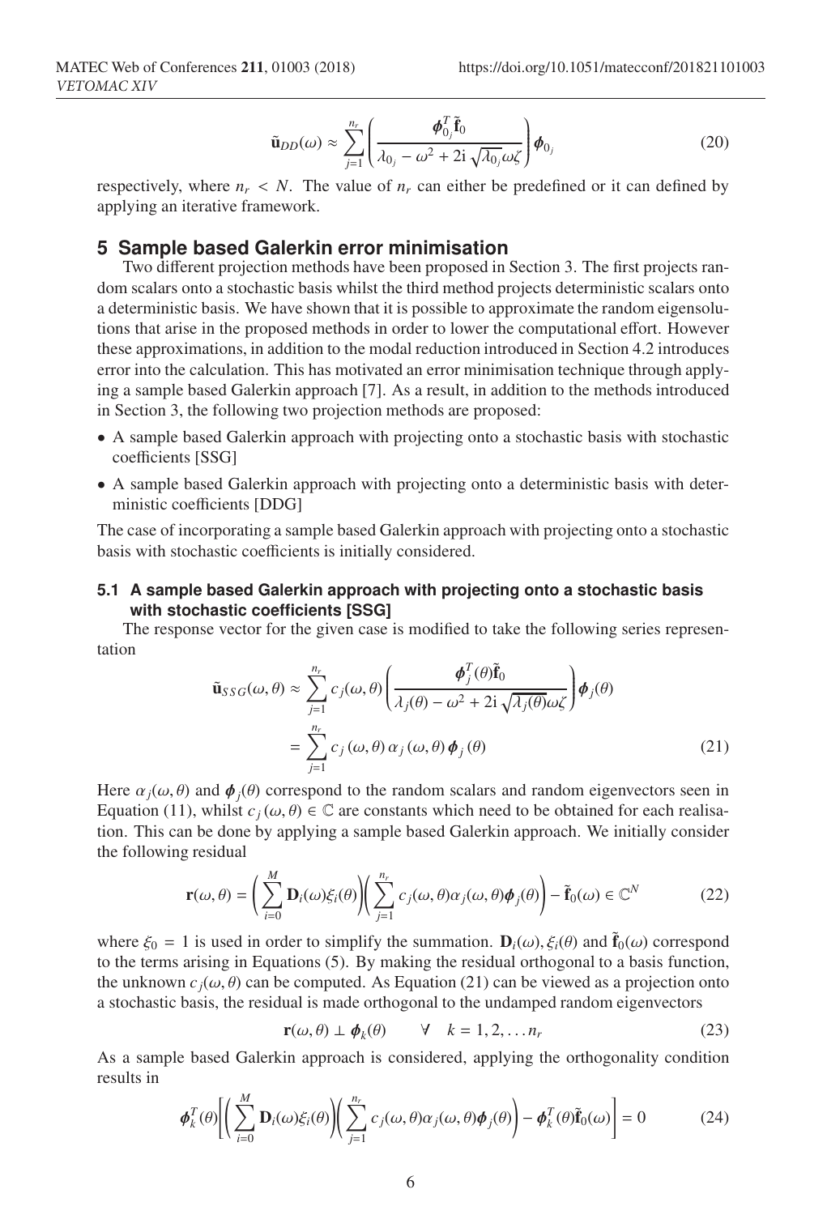$$\tilde{\mathbf{u}}_{DD}(\omega) \approx \sum_{j=1}^{n_r} \left( \frac{\boldsymbol{\phi}_{0_j}^T \tilde{\mathbf{f}}_0}{\lambda_{0_j} - \omega^2 + 2\mathrm{i}\sqrt{\lambda_{0_j}}\omega\zeta} \right) \boldsymbol{\phi}_{0_j} \tag{20}$$

respectively, where $n_r < N$. The value of $n_r$ can either be predefined or it can defined by applying an iterative framework.

## 5 Sample based Galerkin error minimisation

Two different projection methods have been proposed in Section 3. The first projects random scalars onto a stochastic basis whilst the third method projects deterministic scalars onto a deterministic basis. We have shown that it is possible to approximate the random eigensolutions that arise in the proposed methods in order to lower the computational effort. However these approximations, in addition to the modal reduction introduced in Section 4.2 introduces error into the calculation. This has motivated an error minimisation technique through applying a sample based Galerkin approach [7]. As a result, in addition to the methods introduced in Section 3, the following two projection methods are proposed:

- A sample based Galerkin approach with projecting onto a stochastic basis with stochastic coefficients [SSG]
- A sample based Galerkin approach with projecting onto a deterministic basis with deterministic coefficients [DDG]

The case of incorporating a sample based Galerkin approach with projecting onto a stochastic basis with stochastic coefficients is initially considered.

### 5.1 A sample based Galerkin approach with projecting onto a stochastic basis with stochastic coefficients [SSG]

The response vector for the given case is modified to take the following series representation

$$\begin{aligned}
\tilde{\mathbf{u}}_{SSG}(\omega,\theta) &\approx \sum_{j=1}^{n_r} c_j(\omega,\theta) \left( \frac{\boldsymbol{\phi}_j^T(\theta)\tilde{\mathbf{f}}_0}{\lambda_j(\theta) - \omega^2 + 2\mathrm{i}\sqrt{\lambda_j(\theta)}\omega\zeta} \right) \boldsymbol{\phi}_j(\theta) \\
&= \sum_{j=1}^{n_r} c_j(\omega,\theta)\, \alpha_j(\omega,\theta)\, \boldsymbol{\phi}_j(\theta)
\end{aligned} \tag{21}$$

Here $\alpha_j(\omega,\theta)$ and $\boldsymbol{\phi}_j(\theta)$ correspond to the random scalars and random eigenvectors seen in Equation (11), whilst $c_j(\omega,\theta) \in \mathbb{C}$ are constants which need to be obtained for each realisation. This can be done by applying a sample based Galerkin approach. We initially consider the following residual

$$\mathbf{r}(\omega,\theta) = \left( \sum_{i=0}^{M} \mathbf{D}_i(\omega)\xi_i(\theta) \right) \left( \sum_{j=1}^{n_r} c_j(\omega,\theta)\alpha_j(\omega,\theta)\boldsymbol{\phi}_j(\theta) \right) - \tilde{\mathbf{f}}_0(\omega) \in \mathbb{C}^N \tag{22}$$

where $\xi_0 = 1$ is used in order to simplify the summation. $\mathbf{D}_i(\omega), \xi_i(\theta)$ and $\tilde{\mathbf{f}}_0(\omega)$ correspond to the terms arising in Equations (5). By making the residual orthogonal to a basis function, the unknown $c_j(\omega,\theta)$ can be computed. As Equation (21) can be viewed as a projection onto a stochastic basis, the residual is made orthogonal to the undamped random eigenvectors

$$\mathbf{r}(\omega,\theta) \perp \boldsymbol{\phi}_k(\theta) \qquad \forall \quad k = 1,2,\ldots n_r \tag{23}$$

As a sample based Galerkin approach is considered, applying the orthogonality condition results in

$$\boldsymbol{\phi}_k^T(\theta)\left[ \left( \sum_{i=0}^{M} \mathbf{D}_i(\omega)\xi_i(\theta) \right) \left( \sum_{j=1}^{n_r} c_j(\omega,\theta)\alpha_j(\omega,\theta)\boldsymbol{\phi}_j(\theta) \right) - \boldsymbol{\phi}_k^T(\theta)\tilde{\mathbf{f}}_0(\omega) \right] = 0 \tag{24}$$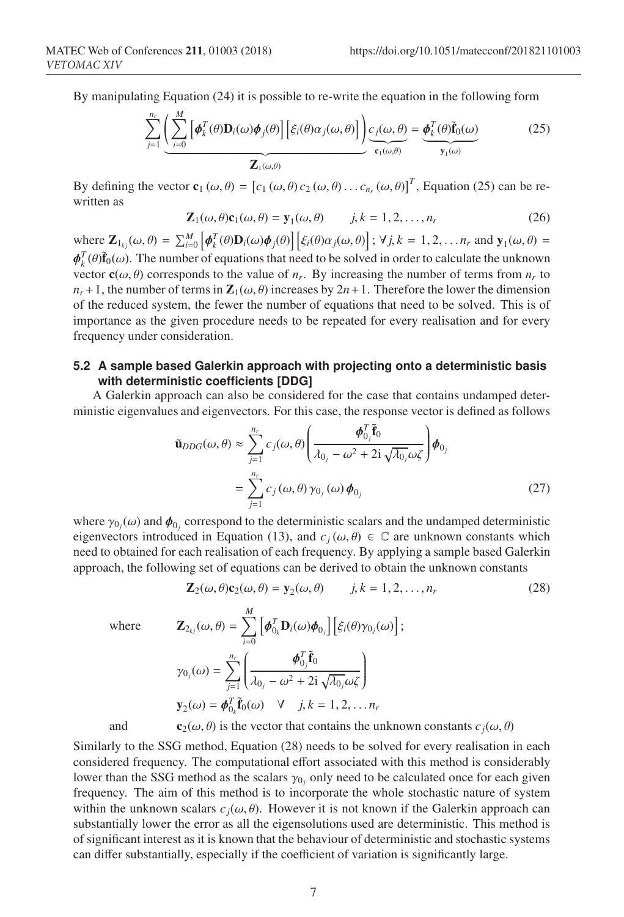By manipulating Equation (24) it is possible to re-write the equation in the following form

$$\sum_{j=1}^{n_r} \underbrace{\left( \sum_{i=0}^{M} \left[ \boldsymbol{\phi}_k^T(\theta) \mathbf{D}_i(\omega) \boldsymbol{\phi}_j(\theta) \right] \left[ \xi_i(\theta) \alpha_j(\omega, \theta) \right] \right)}_{\mathbf{Z}_1(\omega,\theta)} \underbrace{c_j(\omega, \theta)}_{\mathbf{c}_1(\omega,\theta)} = \underbrace{\boldsymbol{\phi}_k^T(\theta) \tilde{\mathbf{f}}_0(\omega)}_{\mathbf{y}_1(\omega)} \tag{25}$$

By defining the vector $\mathbf{c}_1(\omega, \theta) = \left[ c_1(\omega, \theta)\, c_2(\omega, \theta) \ldots c_{n_r}(\omega, \theta) \right]^T$, Equation (25) can be re-written as

$$\mathbf{Z}_1(\omega, \theta) \mathbf{c}_1(\omega, \theta) = \mathbf{y}_1(\omega, \theta) \qquad j, k = 1, 2, \ldots, n_r \tag{26}$$

where $\mathbf{Z}_{1_{kj}}(\omega, \theta) = \sum_{i=0}^{M} \left[ \boldsymbol{\phi}_k^T(\theta) \mathbf{D}_i(\omega) \boldsymbol{\phi}_j(\theta) \right] \left[ \xi_i(\theta) \alpha_j(\omega, \theta) \right]; \forall j, k = 1, 2, \ldots n_r$ and $\mathbf{y}_1(\omega, \theta) = \boldsymbol{\phi}_k^T(\theta) \tilde{\mathbf{f}}_0(\omega)$. The number of equations that need to be solved in order to calculate the unknown vector $\mathbf{c}(\omega, \theta)$ corresponds to the value of $n_r$. By increasing the number of terms from $n_r$ to $n_r + 1$, the number of terms in $\mathbf{Z}_1(\omega, \theta)$ increases by $2n + 1$. Therefore the lower the dimension of the reduced system, the fewer the number of equations that need to be solved. This is of importance as the given procedure needs to be repeated for every realisation and for every frequency under consideration.

### 5.2 A sample based Galerkin approach with projecting onto a deterministic basis with deterministic coefficients [DDG]

A Galerkin approach can also be considered for the case that contains undamped deterministic eigenvalues and eigenvectors. For this case, the response vector is defined as follows

$$\begin{aligned} \tilde{\mathbf{u}}_{DDG}(\omega, \theta) &\approx \sum_{j=1}^{n_r} c_j(\omega, \theta) \left( \frac{\boldsymbol{\phi}_{0_j}^T \tilde{\mathbf{f}}_0}{\lambda_{0_j} - \omega^2 + 2\mathrm{i}\sqrt{\lambda_{0_j}} \omega \zeta} \right) \boldsymbol{\phi}_{0_j} \\ &= \sum_{j=1}^{n_r} c_j(\omega, \theta)\, \gamma_{0_j}(\omega)\, \boldsymbol{\phi}_{0_j} \end{aligned} \tag{27}$$

where $\gamma_{0_j}(\omega)$ and $\boldsymbol{\phi}_{0_j}$ correspond to the deterministic scalars and the undamped deterministic eigenvectors introduced in Equation (13), and $c_j(\omega, \theta) \in \mathbb{C}$ are unknown constants which need to obtained for each realisation of each frequency. By applying a sample based Galerkin approach, the following set of equations can be derived to obtain the unknown constants

$$\mathbf{Z}_2(\omega, \theta) \mathbf{c}_2(\omega, \theta) = \mathbf{y}_2(\omega, \theta) \qquad j, k = 1, 2, \ldots, n_r \tag{28}$$

where
$$\mathbf{Z}_{2_{kj}}(\omega, \theta) = \sum_{i=0}^{M} \left[ \boldsymbol{\phi}_{0_k}^T \mathbf{D}_i(\omega) \boldsymbol{\phi}_{0_j} \right] \left[ \xi_i(\theta) \gamma_{0_j}(\omega) \right];$$

$$\gamma_{0_j}(\omega) = \sum_{j=1}^{n_r} \left( \frac{\boldsymbol{\phi}_{0_j}^T \tilde{\mathbf{f}}_0}{\lambda_{0_j} - \omega^2 + 2\mathrm{i}\sqrt{\lambda_{0_j}} \omega \zeta} \right)$$

$$\mathbf{y}_2(\omega) = \boldsymbol{\phi}_{0_k}^T \tilde{\mathbf{f}}_0(\omega) \quad \forall \quad j, k = 1, 2, \ldots n_r$$

and $\mathbf{c}_2(\omega, \theta)$ is the vector that contains the unknown constants $c_j(\omega, \theta)$

Similarly to the SSG method, Equation (28) needs to be solved for every realisation in each considered frequency. The computational effort associated with this method is considerably lower than the SSG method as the scalars $\gamma_{0_j}$ only need to be calculated once for each given frequency. The aim of this method is to incorporate the whole stochastic nature of system within the unknown scalars $c_j(\omega, \theta)$. However it is not known if the Galerkin approach can substantially lower the error as all the eigensolutions used are deterministic. This method is of significant interest as it is known that the behaviour of deterministic and stochastic systems can differ substantially, especially if the coefficient of variation is significantly large.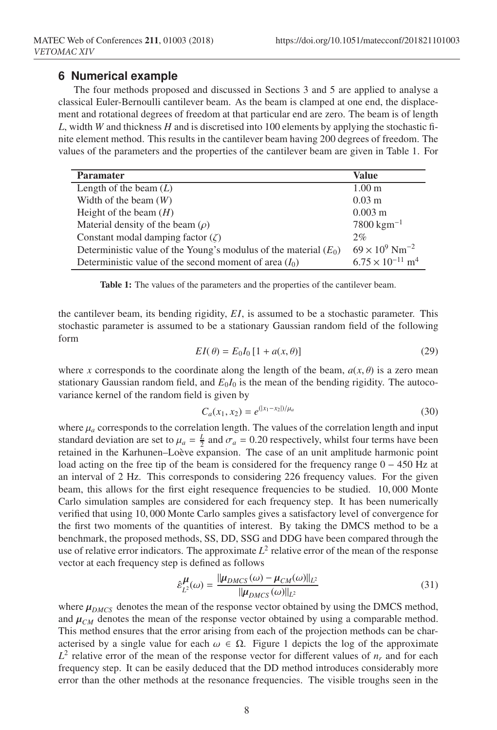## 6 Numerical example

The four methods proposed and discussed in Sections 3 and 5 are applied to analyse a classical Euler-Bernoulli cantilever beam. As the beam is clamped at one end, the displacement and rotational degrees of freedom at that particular end are zero. The beam is of length $L$, width $W$ and thickness $H$ and is discretised into 100 elements by applying the stochastic finite element method. This results in the cantilever beam having 200 degrees of freedom. The values of the parameters and the properties of the cantilever beam are given in Table 1. For

| Paramater | Value |
|---|---|
| Length of the beam ($L$) | 1.00 m |
| Width of the beam ($W$) | 0.03 m |
| Height of the beam ($H$) | 0.003 m |
| Material density of the beam ($\rho$) | 7800 $\text{kgm}^{-1}$ |
| Constant modal damping factor ($\zeta$) | 2% |
| Deterministic value of the Young's modulus of the material ($E_0$) | $69 \times 10^9$ $\text{Nm}^{-2}$ |
| Deterministic value of the second moment of area ($I_0$) | $6.75 \times 10^{-11}$ $\text{m}^4$ |

**Table 1:** The values of the parameters and the properties of the cantilever beam.

the cantilever beam, its bending rigidity, $EI$, is assumed to be a stochastic parameter. This stochastic parameter is assumed to be a stationary Gaussian random field of the following form

$$EI(\theta) = E_0 I_0 \left[1 + a(x, \theta)\right] \tag{29}$$

where $x$ corresponds to the coordinate along the length of the beam, $a(x, \theta)$ is a zero mean stationary Gaussian random field, and $E_0 I_0$ is the mean of the bending rigidity. The autocovariance kernel of the random field is given by

$$C_a(x_1, x_2) = e^{(|x_1 - x_2|)/\mu_a} \tag{30}$$

where $\mu_a$ corresponds to the correlation length. The values of the correlation length and input standard deviation are set to $\mu_a = \frac{L}{2}$ and $\sigma_a = 0.20$ respectively, whilst four terms have been retained in the Karhunen–Loève expansion. The case of an unit amplitude harmonic point load acting on the free tip of the beam is considered for the frequency range $0 - 450$ Hz at an interval of 2 Hz. This corresponds to considering 226 frequency values. For the given beam, this allows for the first eight resequence frequencies to be studied. 10,000 Monte Carlo simulation samples are considered for each frequency step. It has been numerically verified that using 10,000 Monte Carlo samples gives a satisfactory level of convergence for the first two moments of the quantities of interest. By taking the DMCS method to be a benchmark, the proposed methods, SS, DD, SSG and DDG have been compared through the use of relative error indicators. The approximate $L^2$ relative error of the mean of the response vector at each frequency step is defined as follows

$$\hat{\varepsilon}^{\boldsymbol{\mu}}_{L^2}(\omega) = \frac{\|\boldsymbol{\mu}_{DMCS}(\omega) - \boldsymbol{\mu}_{CM}(\omega)\|_{L^2}}{\|\boldsymbol{\mu}_{DMCS}(\omega)\|_{L^2}} \tag{31}$$

where $\boldsymbol{\mu}_{DMCS}$ denotes the mean of the response vector obtained by using the DMCS method, and $\boldsymbol{\mu}_{CM}$ denotes the mean of the response vector obtained by using a comparable method. This method ensures that the error arising from each of the projection methods can be characterised by a single value for each $\omega \in \Omega$. Figure 1 depicts the log of the approximate $L^2$ relative error of the mean of the response vector for different values of $n_r$ and for each frequency step. It can be easily deduced that the DD method introduces considerably more error than the other methods at the resonance frequencies. The visible troughs seen in the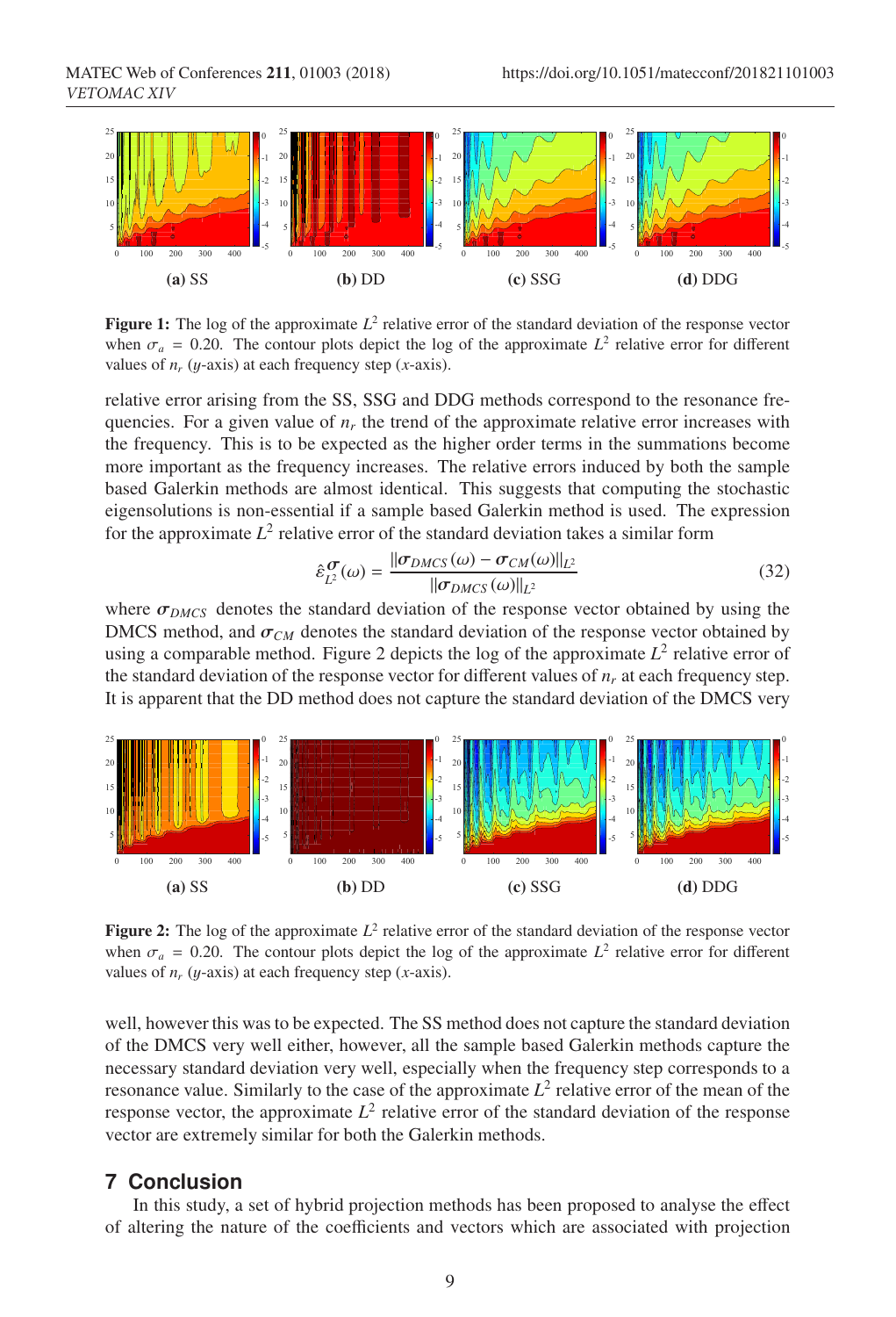**(a)** SS **(b)** DD **(c)** SSG **(d)** DDG

**Figure 1:** The log of the approximate $L^2$ relative error of the standard deviation of the response vector when $\sigma_a = 0.20$. The contour plots depict the log of the approximate $L^2$ relative error for different values of $n_r$ ($y$-axis) at each frequency step ($x$-axis).

relative error arising from the SS, SSG and DDG methods correspond to the resonance frequencies. For a given value of $n_r$ the trend of the approximate relative error increases with the frequency. This is to be expected as the higher order terms in the summations become more important as the frequency increases. The relative errors induced by both the sample based Galerkin methods are almost identical. This suggests that computing the stochastic eigensolutions is non-essential if a sample based Galerkin method is used. The expression for the approximate $L^2$ relative error of the standard deviation takes a similar form

$$\hat{\varepsilon}^{\boldsymbol{\sigma}}_{L^2}(\omega) = \frac{\|\boldsymbol{\sigma}_{DMCS}(\omega) - \boldsymbol{\sigma}_{CM}(\omega)\|_{L^2}}{\|\boldsymbol{\sigma}_{DMCS}(\omega)\|_{L^2}} \tag{32}$$

where $\boldsymbol{\sigma}_{DMCS}$ denotes the standard deviation of the response vector obtained by using the DMCS method, and $\boldsymbol{\sigma}_{CM}$ denotes the standard deviation of the response vector obtained by using a comparable method. Figure 2 depicts the log of the approximate $L^2$ relative error of the standard deviation of the response vector for different values of $n_r$ at each frequency step. It is apparent that the DD method does not capture the standard deviation of the DMCS very

**(a)** SS **(b)** DD **(c)** SSG **(d)** DDG

**Figure 2:** The log of the approximate $L^2$ relative error of the standard deviation of the response vector when $\sigma_a = 0.20$. The contour plots depict the log of the approximate $L^2$ relative error for different values of $n_r$ ($y$-axis) at each frequency step ($x$-axis).

well, however this was to be expected. The SS method does not capture the standard deviation of the DMCS very well either, however, all the sample based Galerkin methods capture the necessary standard deviation very well, especially when the frequency step corresponds to a resonance value. Similarly to the case of the approximate $L^2$ relative error of the mean of the response vector, the approximate $L^2$ relative error of the standard deviation of the response vector are extremely similar for both the Galerkin methods.

## 7 Conclusion

In this study, a set of hybrid projection methods has been proposed to analyse the effect of altering the nature of the coefficients and vectors which are associated with projection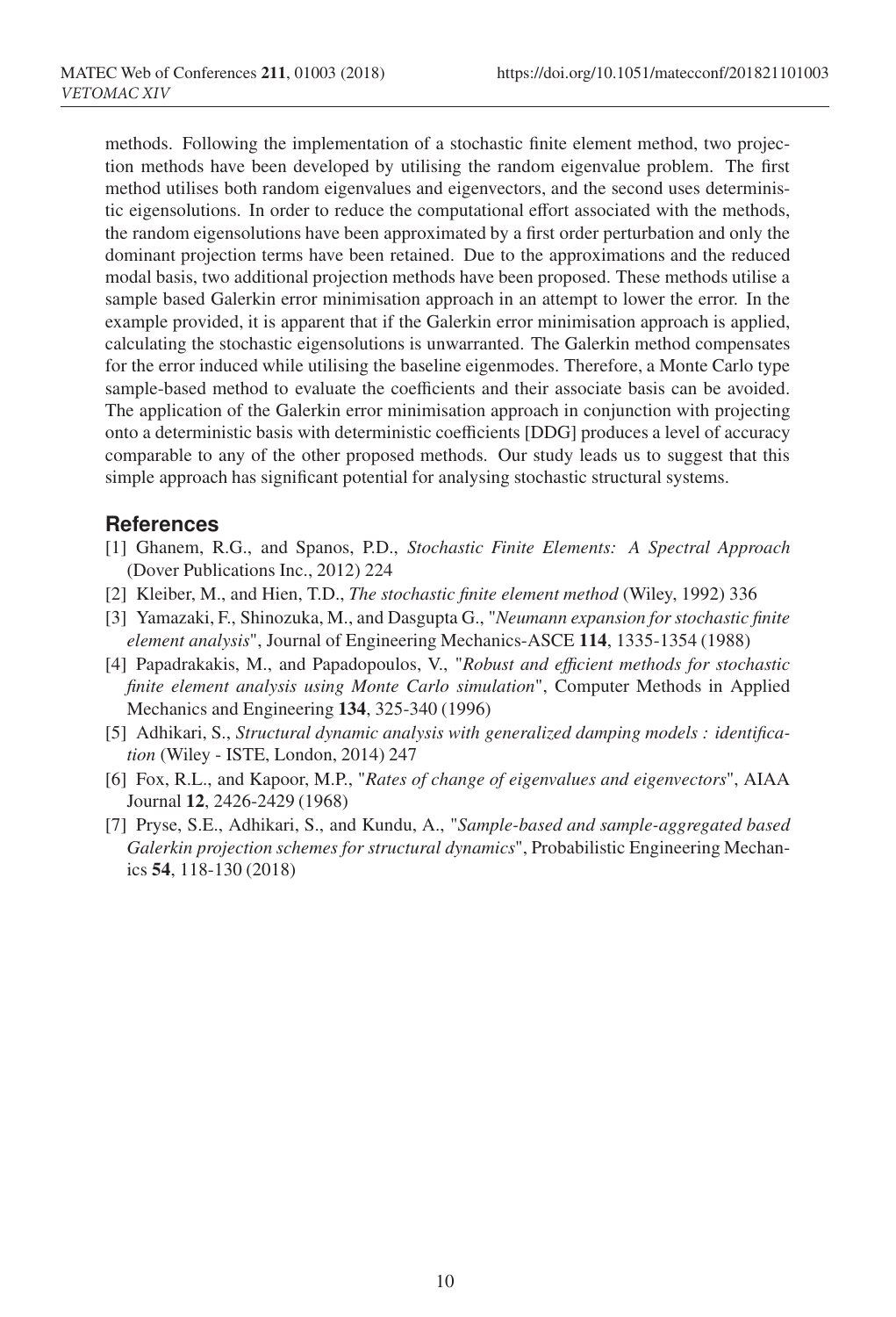methods. Following the implementation of a stochastic finite element method, two projection methods have been developed by utilising the random eigenvalue problem. The first method utilises both random eigenvalues and eigenvectors, and the second uses deterministic eigensolutions. In order to reduce the computational effort associated with the methods, the random eigensolutions have been approximated by a first order perturbation and only the dominant projection terms have been retained. Due to the approximations and the reduced modal basis, two additional projection methods have been proposed. These methods utilise a sample based Galerkin error minimisation approach in an attempt to lower the error. In the example provided, it is apparent that if the Galerkin error minimisation approach is applied, calculating the stochastic eigensolutions is unwarranted. The Galerkin method compensates for the error induced while utilising the baseline eigenmodes. Therefore, a Monte Carlo type sample-based method to evaluate the coefficients and their associate basis can be avoided. The application of the Galerkin error minimisation approach in conjunction with projecting onto a deterministic basis with deterministic coefficients [DDG] produces a level of accuracy comparable to any of the other proposed methods. Our study leads us to suggest that this simple approach has significant potential for analysing stochastic structural systems.

## References

[1] Ghanem, R.G., and Spanos, P.D., *Stochastic Finite Elements: A Spectral Approach* (Dover Publications Inc., 2012) 224

[2] Kleiber, M., and Hien, T.D., *The stochastic finite element method* (Wiley, 1992) 336

[3] Yamazaki, F., Shinozuka, M., and Dasgupta G., "*Neumann expansion for stochastic finite element analysis*", Journal of Engineering Mechanics-ASCE **114**, 1335-1354 (1988)

[4] Papadrakakis, M., and Papadopoulos, V., "*Robust and efficient methods for stochastic finite element analysis using Monte Carlo simulation*", Computer Methods in Applied Mechanics and Engineering **134**, 325-340 (1996)

[5] Adhikari, S., *Structural dynamic analysis with generalized damping models : identification* (Wiley - ISTE, London, 2014) 247

[6] Fox, R.L., and Kapoor, M.P., "*Rates of change of eigenvalues and eigenvectors*", AIAA Journal **12**, 2426-2429 (1968)

[7] Pryse, S.E., Adhikari, S., and Kundu, A., "*Sample-based and sample-aggregated based Galerkin projection schemes for structural dynamics*", Probabilistic Engineering Mechanics **54**, 118-130 (2018)